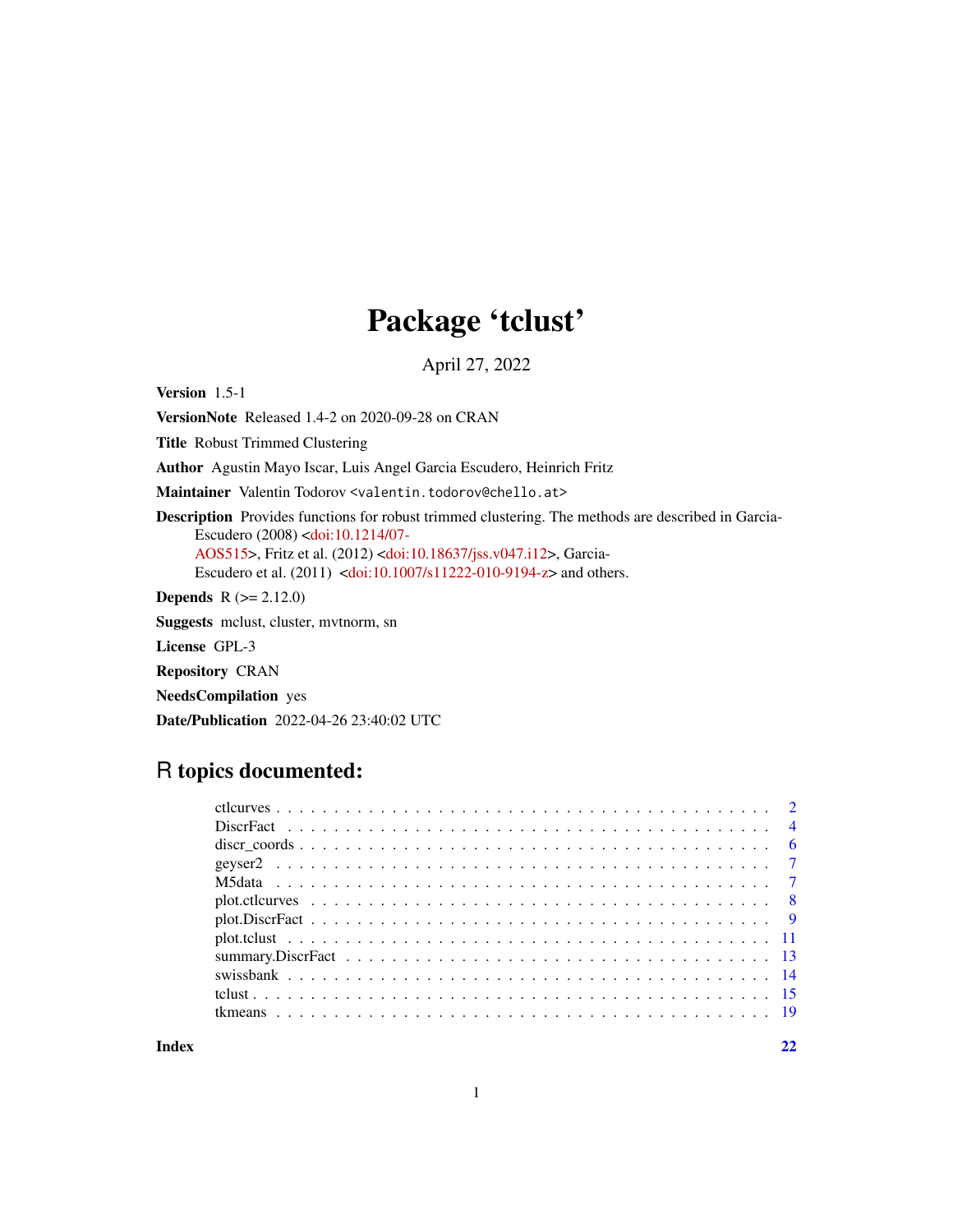# Package 'tclust'

April 27, 2022

**Version** 1.5-1

**VersionNote** Released 1.4-2 on 2020-09-28 on CRAN

**Title** Robust Trimmed Clustering

**Author** Agustin Mayo Iscar, Luis Angel Garcia Escudero, Heinrich Fritz

**Maintainer** Valentin Todorov <valentin.todorov@chello.at>

**Description** Provides functions for robust trimmed clustering. The methods are described in Garcia-Escudero (2008) <doi:10.1214/07-AOS515>, Fritz et al. (2012) <doi:10.18637/jss.v047.i12>, Garcia-Escudero et al. (2011) <doi:10.1007/s11222-010-9194-z> and others.

**Depends** R (>= 2.12.0)

**Suggests** mclust, cluster, mvtnorm, sn

**License** GPL-3

**Repository** CRAN

**NeedsCompilation** yes

**Date/Publication** 2022-04-26 23:40:02 UTC

## R topics documented:

- ctlcurves . . . . . . . . . . 2
- DiscrFact . . . . . . . . . . 4
- discr_coords . . . . . . . . . . 6
- geyser2 . . . . . . . . . . 7
- M5data . . . . . . . . . . 7
- plot.ctlcurves . . . . . . . . . . 8
- plot.DiscrFact . . . . . . . . . . 9
- plot.tclust . . . . . . . . . . 11
- summary.DiscrFact . . . . . . . . . . 13
- swissbank . . . . . . . . . . 14
- tclust . . . . . . . . . . 15
- tkmeans . . . . . . . . . . 19

**Index** 22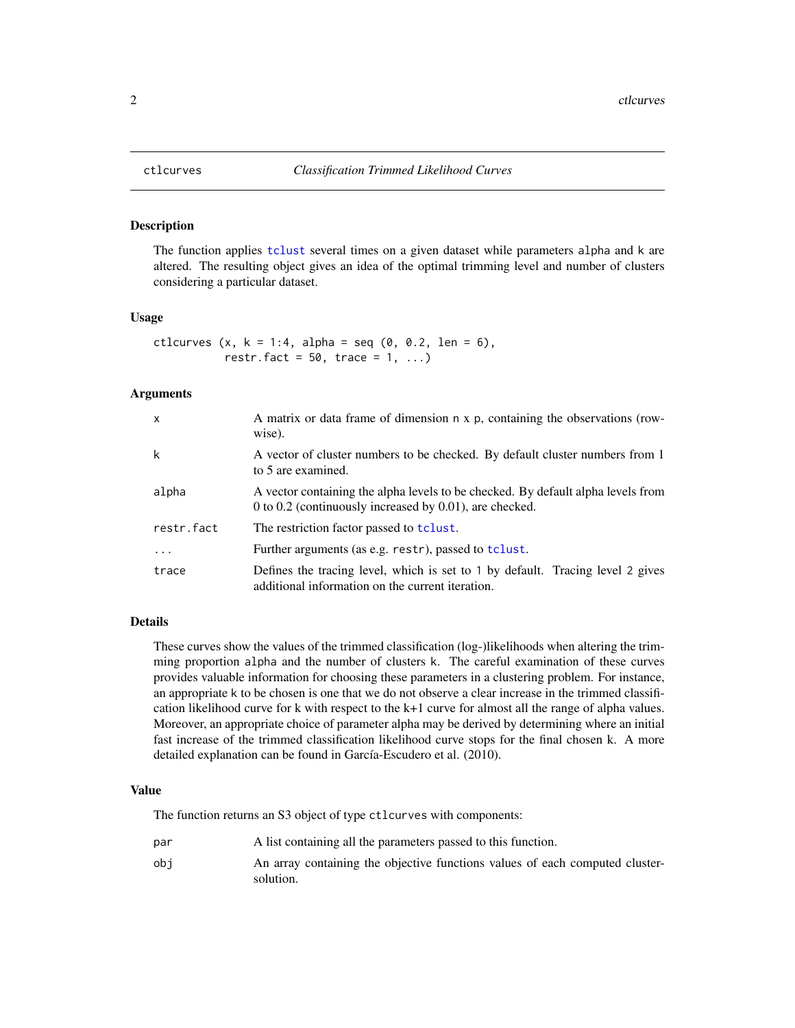## ctlcurves — *Classification Trimmed Likelihood Curves*

### Description

The function applies `tclust` several times on a given dataset while parameters `alpha` and `k` are altered. The resulting object gives an idea of the optimal trimming level and number of clusters considering a particular dataset.

### Usage

```
ctlcurves (x, k = 1:4, alpha = seq (0, 0.2, len = 6),
           restr.fact = 50, trace = 1, ...)
```

### Arguments

| | |
|---|---|
| `x` | A matrix or data frame of dimension `n x p`, containing the observations (row-wise). |
| `k` | A vector of cluster numbers to be checked. By default cluster numbers from 1 to 5 are examined. |
| `alpha` | A vector containing the alpha levels to be checked. By default alpha levels from 0 to 0.2 (continuously increased by 0.01), are checked. |
| `restr.fact` | The restriction factor passed to `tclust`. |
| `...` | Further arguments (as e.g. `restr`), passed to `tclust`. |
| `trace` | Defines the tracing level, which is set to `1` by default. Tracing level `2` gives additional information on the current iteration. |

### Details

These curves show the values of the trimmed classification (log-)likelihoods when altering the trimming proportion `alpha` and the number of clusters `k`. The careful examination of these curves provides valuable information for choosing these parameters in a clustering problem. For instance, an appropriate `k` to be chosen is one that we do not observe a clear increase in the trimmed classification likelihood curve for k with respect to the k+1 curve for almost all the range of alpha values. Moreover, an appropriate choice of parameter alpha may be derived by determining where an initial fast increase of the trimmed classification likelihood curve stops for the final chosen k. A more detailed explanation can be found in García-Escudero et al. (2010).

### Value

The function returns an S3 object of type `ctlcurves` with components:

| | |
|---|---|
| `par` | A list containing all the parameters passed to this function. |
| `obj` | An array containing the objective functions values of each computed cluster-solution. |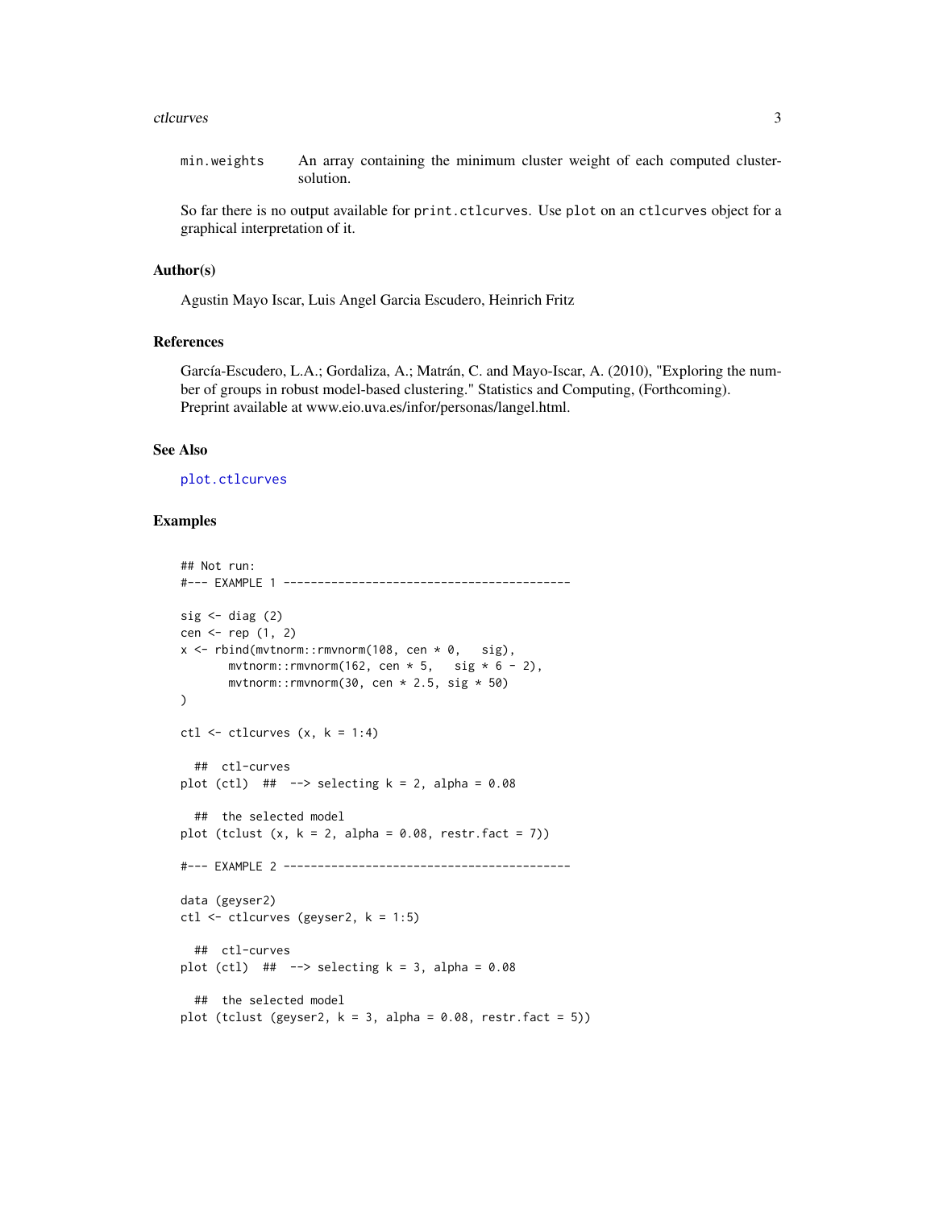min.weights
: An array containing the minimum cluster weight of each computed cluster-solution.

So far there is no output available for `print.ctlcurves`. Use `plot` on an `ctlcurves` object for a graphical interpretation of it.

### Author(s)

Agustin Mayo Iscar, Luis Angel Garcia Escudero, Heinrich Fritz

### References

García-Escudero, L.A.; Gordaliza, A.; Matrán, C. and Mayo-Iscar, A. (2010), "Exploring the number of groups in robust model-based clustering." Statistics and Computing, (Forthcoming).
Preprint available at www.eio.uva.es/infor/personas/langel.html.

### See Also

plot.ctlcurves

### Examples

```
## Not run:
#--- EXAMPLE 1 ------------------------------------------

sig <- diag (2)
cen <- rep (1, 2)
x <- rbind(mvtnorm::rmvnorm(108, cen * 0,   sig),
       mvtnorm::rmvnorm(162, cen * 5,   sig * 6 - 2),
       mvtnorm::rmvnorm(30, cen * 2.5, sig * 50)
)

ctl <- ctlcurves (x, k = 1:4)

  ##  ctl-curves
plot (ctl)  ##  --> selecting k = 2, alpha = 0.08

  ##  the selected model
plot (tclust (x, k = 2, alpha = 0.08, restr.fact = 7))

#--- EXAMPLE 2 ------------------------------------------

data (geyser2)
ctl <- ctlcurves (geyser2, k = 1:5)

  ##  ctl-curves
plot (ctl)  ##  --> selecting k = 3, alpha = 0.08

  ##  the selected model
plot (tclust (geyser2, k = 3, alpha = 0.08, restr.fact = 5))
```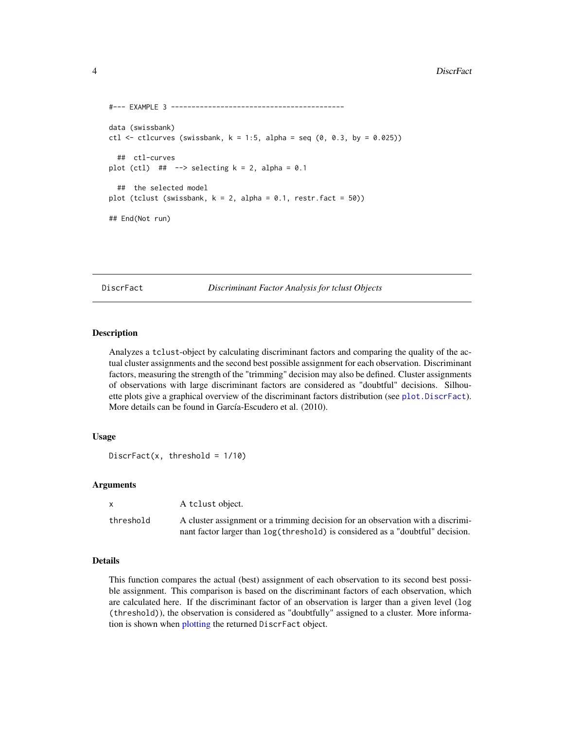```
#--- EXAMPLE 3 ------------------------------------------

data (swissbank)
ctl <- ctlcurves (swissbank, k = 1:5, alpha = seq (0, 0.3, by = 0.025))

  ##  ctl-curves
plot (ctl)  ##  --> selecting k = 2, alpha = 0.1

  ##  the selected model
plot (tclust (swissbank, k = 2, alpha = 0.1, restr.fact = 50))

## End(Not run)
```

---

## DiscrFact — *Discriminant Factor Analysis for tclust Objects*

### Description

Analyzes a tclust-object by calculating discriminant factors and comparing the quality of the actual cluster assignments and the second best possible assignment for each observation. Discriminant factors, measuring the strength of the "trimming" decision may also be defined. Cluster assignments of observations with large discriminant factors are considered as "doubtful" decisions. Silhouette plots give a graphical overview of the discriminant factors distribution (see `plot.DiscrFact`). More details can be found in García-Escudero et al. (2010).

### Usage

```
DiscrFact(x, threshold = 1/10)
```

### Arguments

| | |
|---|---|
| `x` | A `tclust` object. |
| `threshold` | A cluster assignment or a trimming decision for an observation with a discriminant factor larger than `log(threshold)` is considered as a "doubtful" decision. |

### Details

This function compares the actual (best) assignment of each observation to its second best possible assignment. This comparison is based on the discriminant factors of each observation, which are calculated here. If the discriminant factor of an observation is larger than a given level (`log (threshold)`), the observation is considered as "doubtfully" assigned to a cluster. More information is shown when plotting the returned `DiscrFact` object.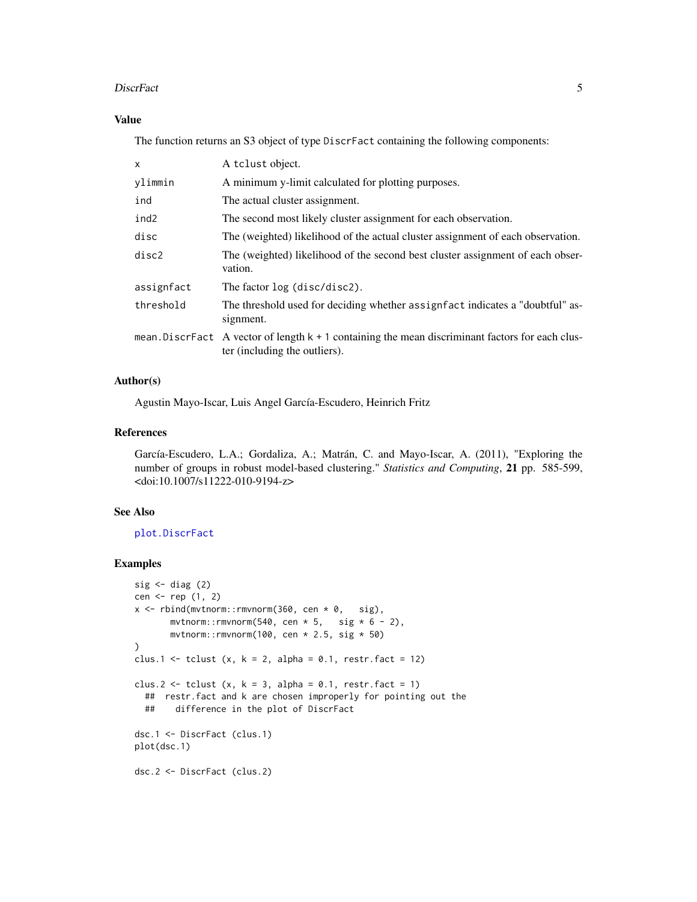### Value

The function returns an S3 object of type `DiscrFact` containing the following components:

| | |
|---|---|
| `x` | A `tclust` object. |
| `ylimmin` | A minimum y-limit calculated for plotting purposes. |
| `ind` | The actual cluster assignment. |
| `ind2` | The second most likely cluster assignment for each observation. |
| `disc` | The (weighted) likelihood of the actual cluster assignment of each observation. |
| `disc2` | The (weighted) likelihood of the second best cluster assignment of each observation. |
| `assignfact` | The factor `log (disc/disc2)`. |
| `threshold` | The threshold used for deciding whether `assignfact` indicates a "doubtful" assignment. |
| `mean.DiscrFact` | A vector of length `k + 1` containing the mean discriminant factors for each cluster (including the outliers). |

### Author(s)

Agustin Mayo-Iscar, Luis Angel García-Escudero, Heinrich Fritz

### References

García-Escudero, L.A.; Gordaliza, A.; Matrán, C. and Mayo-Iscar, A. (2011), "Exploring the number of groups in robust model-based clustering." *Statistics and Computing*, **21** pp. 585-599, <doi:10.1007/s11222-010-9194-z>

### See Also

plot.DiscrFact

### Examples

```
sig <- diag (2)
cen <- rep (1, 2)
x <- rbind(mvtnorm::rmvnorm(360, cen * 0,   sig),
       mvtnorm::rmvnorm(540, cen * 5,   sig * 6 - 2),
       mvtnorm::rmvnorm(100, cen * 2.5, sig * 50)
)
clus.1 <- tclust (x, k = 2, alpha = 0.1, restr.fact = 12)

clus.2 <- tclust (x, k = 3, alpha = 0.1, restr.fact = 1)
  ##  restr.fact and k are chosen improperly for pointing out the
  ##    difference in the plot of DiscrFact

dsc.1 <- DiscrFact (clus.1)
plot(dsc.1)

dsc.2 <- DiscrFact (clus.2)
```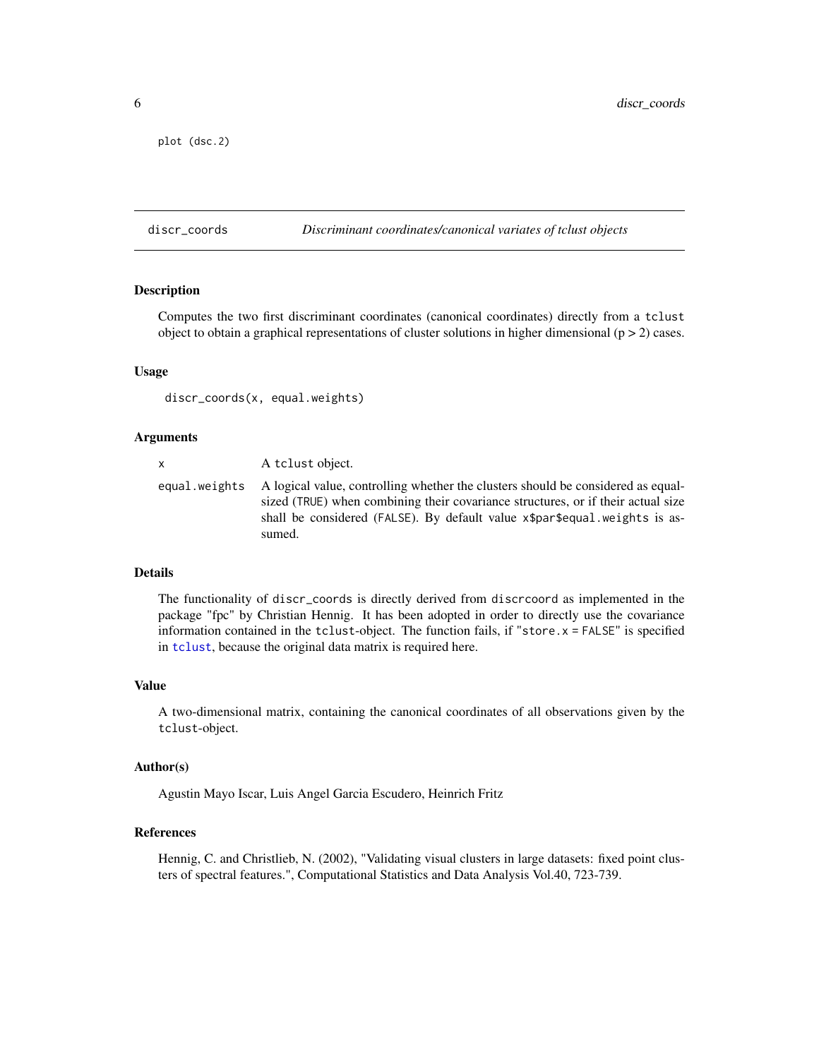```
plot (dsc.2)
```

## discr_coords — *Discriminant coordinates/canonical variates of tclust objects*

### Description

Computes the two first discriminant coordinates (canonical coordinates) directly from a tclust object to obtain a graphical representations of cluster solutions in higher dimensional ($p > 2$) cases.

### Usage

```
discr_coords(x, equal.weights)
```

### Arguments

| | |
|---|---|
| x | A tclust object. |
| equal.weights | A logical value, controlling whether the clusters should be considered as equal-sized (TRUE) when combining their covariance structures, or if their actual size shall be considered (FALSE). By default value x$par$equal.weights is assumed. |

### Details

The functionality of discr_coords is directly derived from discrcoord as implemented in the package "fpc" by Christian Hennig. It has been adopted in order to directly use the covariance information contained in the tclust-object. The function fails, if "store.x = FALSE" is specified in tclust, because the original data matrix is required here.

### Value

A two-dimensional matrix, containing the canonical coordinates of all observations given by the tclust-object.

### Author(s)

Agustin Mayo Iscar, Luis Angel Garcia Escudero, Heinrich Fritz

### References

Hennig, C. and Christlieb, N. (2002), "Validating visual clusters in large datasets: fixed point clusters of spectral features.", Computational Statistics and Data Analysis Vol.40, 723-739.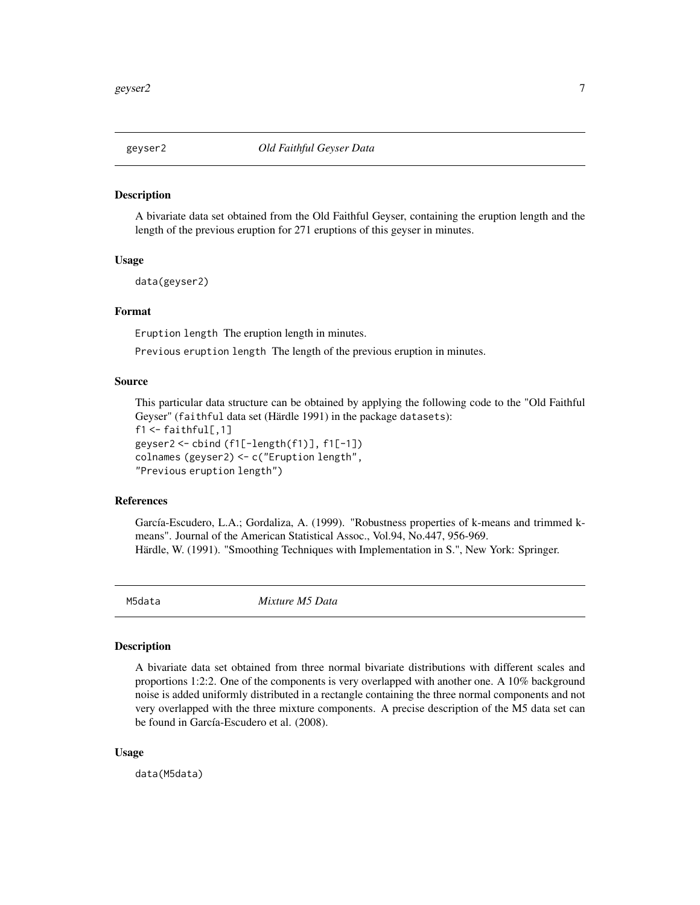## geyser2 — *Old Faithful Geyser Data*

### Description

A bivariate data set obtained from the Old Faithful Geyser, containing the eruption length and the length of the previous eruption for 271 eruptions of this geyser in minutes.

### Usage

```
data(geyser2)
```

### Format

`Eruption length` The eruption length in minutes.

`Previous eruption length` The length of the previous eruption in minutes.

### Source

This particular data structure can be obtained by applying the following code to the "Old Faithful Geyser" (`faithful` data set (Härdle 1991) in the package `datasets`):

```
f1 <- faithful[,1]
geyser2 <- cbind (f1[-length(f1)], f1[-1])
colnames (geyser2) <- c("Eruption length",
"Previous eruption length")
```

### References

García-Escudero, L.A.; Gordaliza, A. (1999). "Robustness properties of k-means and trimmed k-means". Journal of the American Statistical Assoc., Vol.94, No.447, 956-969.
Härdle, W. (1991). "Smoothing Techniques with Implementation in S.", New York: Springer.

## M5data — *Mixture M5 Data*

### Description

A bivariate data set obtained from three normal bivariate distributions with different scales and proportions 1:2:2. One of the components is very overlapped with another one. A 10% background noise is added uniformly distributed in a rectangle containing the three normal components and not very overlapped with the three mixture components. A precise description of the M5 data set can be found in García-Escudero et al. (2008).

### Usage

```
data(M5data)
```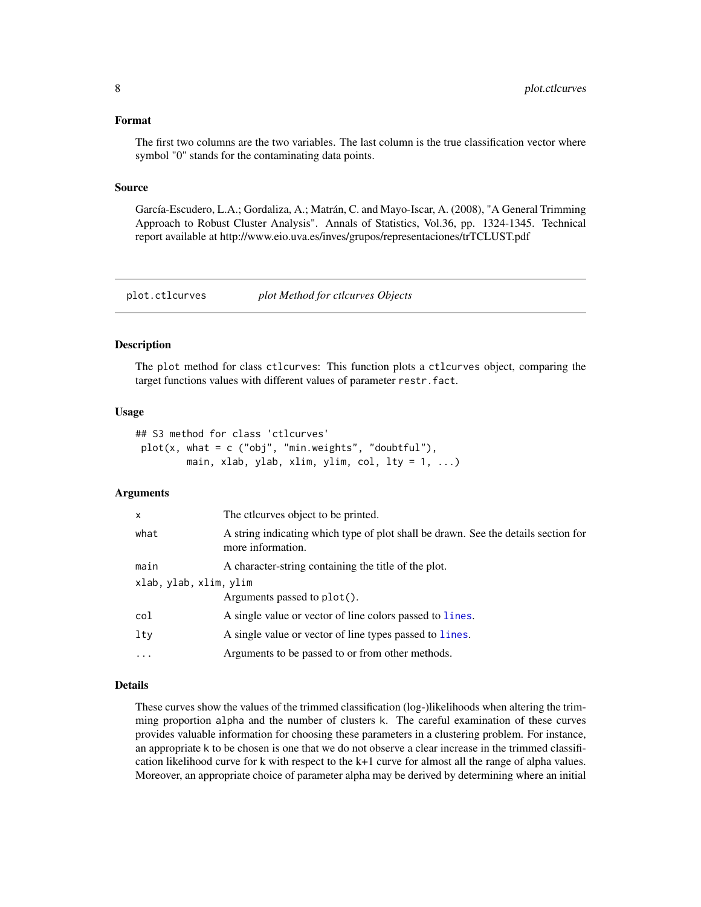### Format

The first two columns are the two variables. The last column is the true classification vector where symbol "0" stands for the contaminating data points.

### Source

García-Escudero, L.A.; Gordaliza, A.; Matrán, C. and Mayo-Iscar, A. (2008), "A General Trimming Approach to Robust Cluster Analysis". Annals of Statistics, Vol.36, pp. 1324-1345. Technical report available at http://www.eio.uva.es/inves/grupos/representaciones/trTCLUST.pdf

---

## plot.ctlcurves — *plot Method for ctlcurves Objects*

### Description

The `plot` method for class `ctlcurves`: This function plots a `ctlcurves` object, comparing the target functions values with different values of parameter `restr.fact`.

### Usage

```
## S3 method for class 'ctlcurves'
 plot(x, what = c ("obj", "min.weights", "doubtful"),
         main, xlab, ylab, xlim, ylim, col, lty = 1, ...)
```

### Arguments

| | |
|---|---|
| `x` | The ctlcurves object to be printed. |
| `what` | A string indicating which type of plot shall be drawn. See the details section for more information. |
| `main` | A character-string containing the title of the plot. |
| `xlab, ylab, xlim, ylim` | Arguments passed to `plot()`. |
| `col` | A single value or vector of line colors passed to `lines`. |
| `lty` | A single value or vector of line types passed to `lines`. |
| `...` | Arguments to be passed to or from other methods. |

### Details

These curves show the values of the trimmed classification (log-)likelihoods when altering the trimming proportion `alpha` and the number of clusters `k`. The careful examination of these curves provides valuable information for choosing these parameters in a clustering problem. For instance, an appropriate `k` to be chosen is one that we do not observe a clear increase in the trimmed classification likelihood curve for k with respect to the k+1 curve for almost all the range of alpha values. Moreover, an appropriate choice of parameter alpha may be derived by determining where an initial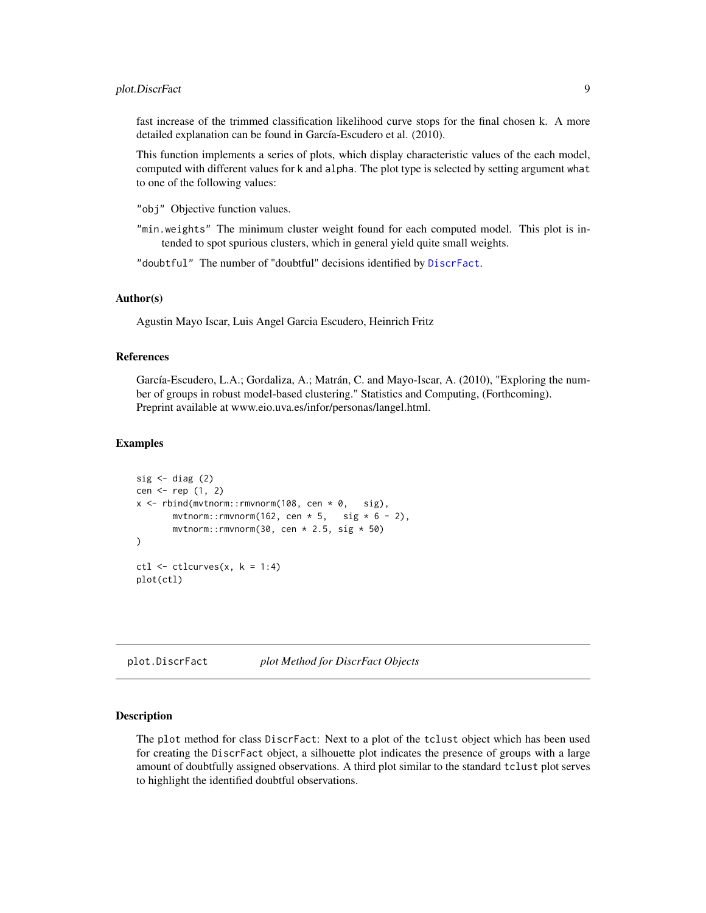fast increase of the trimmed classification likelihood curve stops for the final chosen k. A more detailed explanation can be found in García-Escudero et al. (2010).

This function implements a series of plots, which display characteristic values of the each model, computed with different values for k and alpha. The plot type is selected by setting argument what to one of the following values:

"obj" Objective function values.

"min.weights" The minimum cluster weight found for each computed model. This plot is intended to spot spurious clusters, which in general yield quite small weights.

"doubtful" The number of "doubtful" decisions identified by DiscrFact.

### Author(s)

Agustin Mayo Iscar, Luis Angel Garcia Escudero, Heinrich Fritz

### References

García-Escudero, L.A.; Gordaliza, A.; Matrán, C. and Mayo-Iscar, A. (2010), "Exploring the number of groups in robust model-based clustering." Statistics and Computing, (Forthcoming). Preprint available at www.eio.uva.es/infor/personas/langel.html.

### Examples

```
sig <- diag (2)
cen <- rep (1, 2)
x <- rbind(mvtnorm::rmvnorm(108, cen * 0,   sig),
       mvtnorm::rmvnorm(162, cen * 5,   sig * 6 - 2),
       mvtnorm::rmvnorm(30, cen * 2.5, sig * 50)
)

ctl <- ctlcurves(x, k = 1:4)
plot(ctl)
```

---

## plot.DiscrFact *plot Method for DiscrFact Objects*

### Description

The plot method for class DiscrFact: Next to a plot of the tclust object which has been used for creating the DiscrFact object, a silhouette plot indicates the presence of groups with a large amount of doubtfully assigned observations. A third plot similar to the standard tclust plot serves to highlight the identified doubtful observations.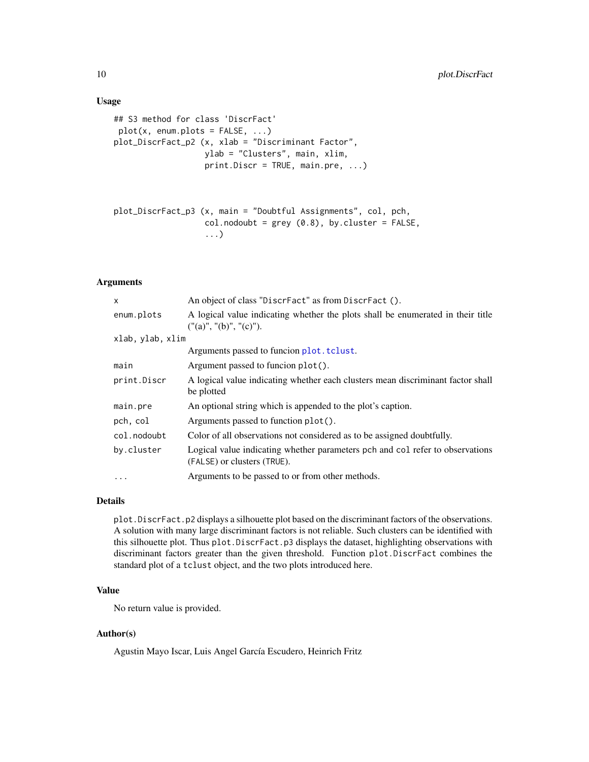### Usage

```
## S3 method for class 'DiscrFact'
 plot(x, enum.plots = FALSE, ...)
plot_DiscrFact_p2 (x, xlab = "Discriminant Factor",
                   ylab = "Clusters", main, xlim,
                   print.Discr = TRUE, main.pre, ...)



plot_DiscrFact_p3 (x, main = "Doubtful Assignments", col, pch,
                   col.nodoubt = grey (0.8), by.cluster = FALSE,
                   ...)
```

### Arguments

| | |
|---|---|
| x | An object of class "DiscrFact" as from DiscrFact (). |
| enum.plots | A logical value indicating whether the plots shall be enumerated in their title ("(a)", "(b)", "(c)"). |
| xlab, ylab, xlim | Arguments passed to funcion plot.tclust. |
| main | Argument passed to funcion plot(). |
| print.Discr | A logical value indicating whether each clusters mean discriminant factor shall be plotted |
| main.pre | An optional string which is appended to the plot's caption. |
| pch, col | Arguments passed to function plot(). |
| col.nodoubt | Color of all observations not considered as to be assigned doubtfully. |
| by.cluster | Logical value indicating whether parameters pch and col refer to observations (FALSE) or clusters (TRUE). |
| ... | Arguments to be passed to or from other methods. |

### Details

plot.DiscrFact.p2 displays a silhouette plot based on the discriminant factors of the observations. A solution with many large discriminant factors is not reliable. Such clusters can be identified with this silhouette plot. Thus plot.DiscrFact.p3 displays the dataset, highlighting observations with discriminant factors greater than the given threshold. Function plot.DiscrFact combines the standard plot of a tclust object, and the two plots introduced here.

### Value

No return value is provided.

### Author(s)

Agustin Mayo Iscar, Luis Angel García Escudero, Heinrich Fritz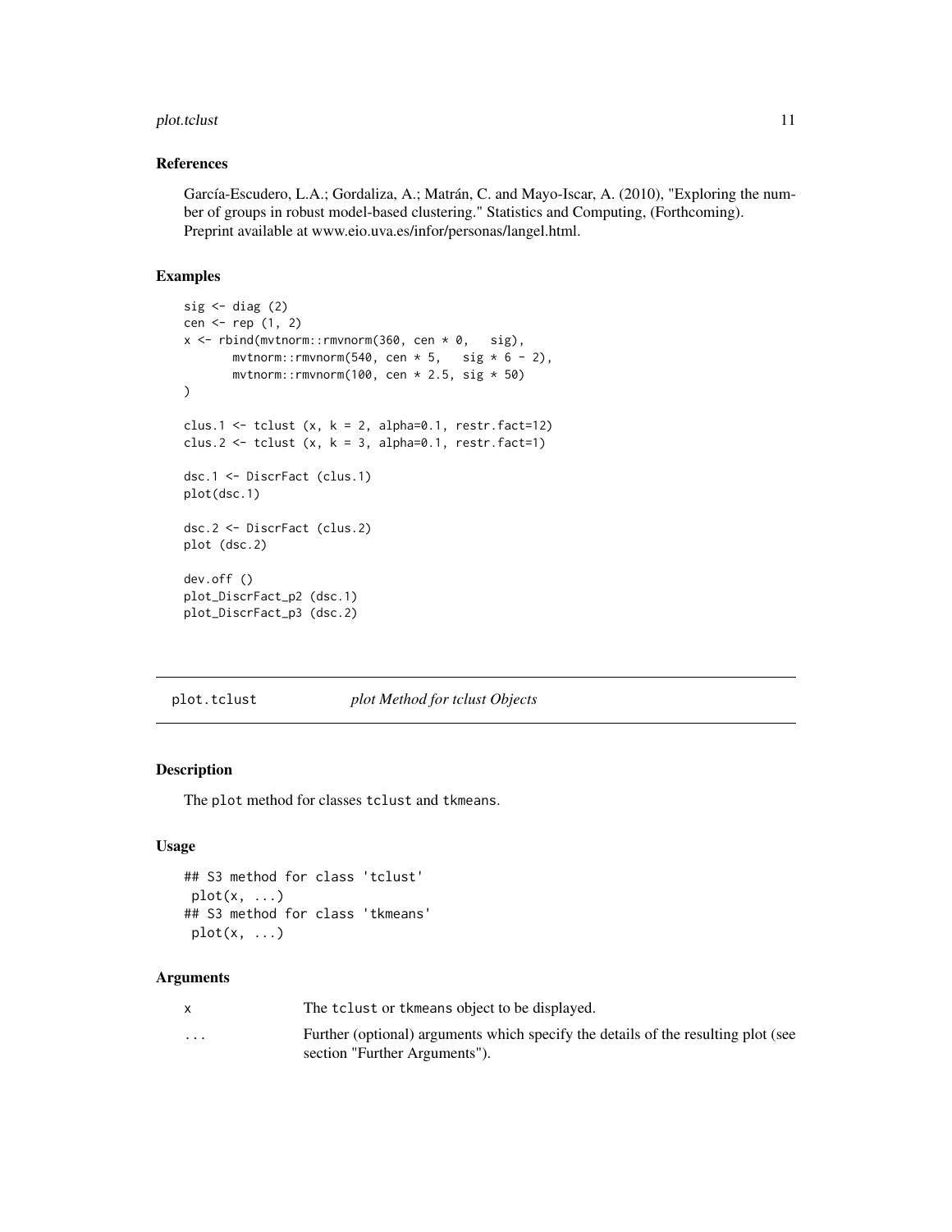### References

García-Escudero, L.A.; Gordaliza, A.; Matrán, C. and Mayo-Iscar, A. (2010), "Exploring the number of groups in robust model-based clustering." Statistics and Computing, (Forthcoming). Preprint available at www.eio.uva.es/infor/personas/langel.html.

### Examples

```
sig <- diag (2)
cen <- rep (1, 2)
x <- rbind(mvtnorm::rmvnorm(360, cen * 0,   sig),
       mvtnorm::rmvnorm(540, cen * 5,   sig * 6 - 2),
       mvtnorm::rmvnorm(100, cen * 2.5, sig * 50)
)

clus.1 <- tclust (x, k = 2, alpha=0.1, restr.fact=12)
clus.2 <- tclust (x, k = 3, alpha=0.1, restr.fact=1)

dsc.1 <- DiscrFact (clus.1)
plot(dsc.1)

dsc.2 <- DiscrFact (clus.2)
plot (dsc.2)

dev.off ()
plot_DiscrFact_p2 (dsc.1)
plot_DiscrFact_p3 (dsc.2)
```

---

## plot.tclust *plot Method for tclust Objects*

### Description

The `plot` method for classes `tclust` and `tkmeans`.

### Usage

```
## S3 method for class 'tclust'
 plot(x, ...)
## S3 method for class 'tkmeans'
 plot(x, ...)
```

### Arguments

| | |
|---|---|
| x | The `tclust` or `tkmeans` object to be displayed. |
| ... | Further (optional) arguments which specify the details of the resulting plot (see section "Further Arguments"). |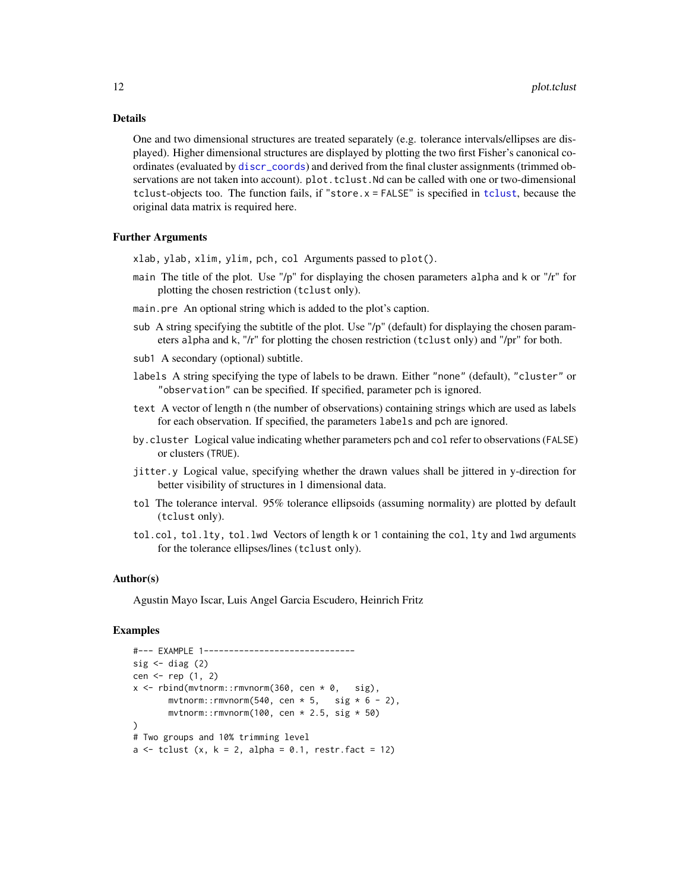### Details

One and two dimensional structures are treated separately (e.g. tolerance intervals/ellipses are displayed). Higher dimensional structures are displayed by plotting the two first Fisher's canonical coordinates (evaluated by `discr_coords`) and derived from the final cluster assignments (trimmed observations are not taken into account). `plot.tclust.Nd` can be called with one or two-dimensional `tclust`-objects too. The function fails, if "`store.x = FALSE`" is specified in `tclust`, because the original data matrix is required here.

### Further Arguments

- `xlab, ylab, xlim, ylim, pch, col` Arguments passed to `plot()`.
- `main` The title of the plot. Use "/p" for displaying the chosen parameters `alpha` and `k` or "/r" for plotting the chosen restriction (`tclust` only).
- `main.pre` An optional string which is added to the plot's caption.
- `sub` A string specifying the subtitle of the plot. Use "/p" (default) for displaying the chosen parameters `alpha` and `k`, "/r" for plotting the chosen restriction (`tclust` only) and "/pr" for both.
- `sub1` A secondary (optional) subtitle.
- `labels` A string specifying the type of labels to be drawn. Either `"none"` (default), `"cluster"` or `"observation"` can be specified. If specified, parameter `pch` is ignored.
- `text` A vector of length `n` (the number of observations) containing strings which are used as labels for each observation. If specified, the parameters `labels` and `pch` are ignored.
- `by.cluster` Logical value indicating whether parameters `pch` and `col` refer to observations (`FALSE`) or clusters (`TRUE`).
- `jitter.y` Logical value, specifying whether the drawn values shall be jittered in y-direction for better visibility of structures in 1 dimensional data.
- `tol` The tolerance interval. 95% tolerance ellipsoids (assuming normality) are plotted by default (`tclust` only).
- `tol.col, tol.lty, tol.lwd` Vectors of length `k` or `1` containing the `col`, `lty` and `lwd` arguments for the tolerance ellipses/lines (`tclust` only).

### Author(s)

Agustin Mayo Iscar, Luis Angel Garcia Escudero, Heinrich Fritz

### Examples

```
#--- EXAMPLE 1------------------------------
sig <- diag (2)
cen <- rep (1, 2)
x <- rbind(mvtnorm::rmvnorm(360, cen * 0,   sig),
       mvtnorm::rmvnorm(540, cen * 5,   sig * 6 - 2),
       mvtnorm::rmvnorm(100, cen * 2.5, sig * 50)
)
# Two groups and 10% trimming level
a <- tclust (x, k = 2, alpha = 0.1, restr.fact = 12)
```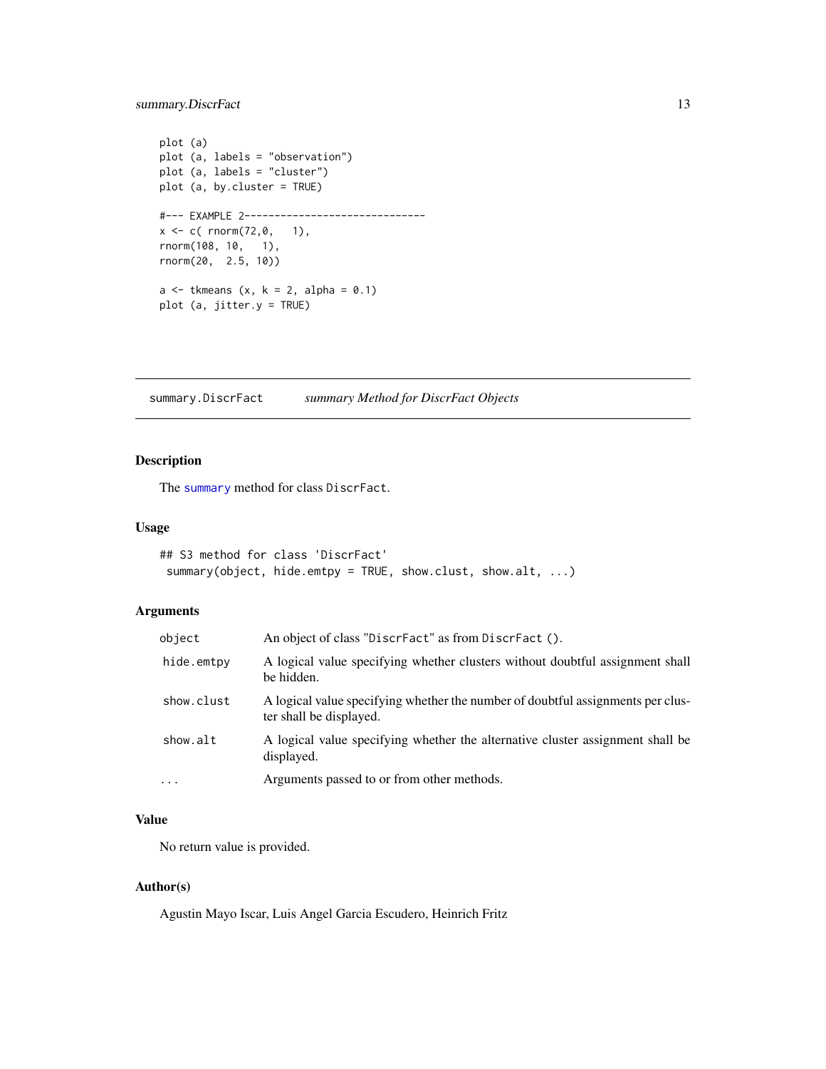```
plot (a)
plot (a, labels = "observation")
plot (a, labels = "cluster")
plot (a, by.cluster = TRUE)

#--- EXAMPLE 2------------------------------
x <- c( rnorm(72,0,   1),
rnorm(108, 10,   1),
rnorm(20,  2.5, 10))

a <- tkmeans (x, k = 2, alpha = 0.1)
plot (a, jitter.y = TRUE)
```

---

## summary.DiscrFact *summary Method for DiscrFact Objects*

---

### Description

The summary method for class DiscrFact.

### Usage

```
## S3 method for class 'DiscrFact'
 summary(object, hide.emtpy = TRUE, show.clust, show.alt, ...)
```

### Arguments

| | |
|---|---|
| object | An object of class "DiscrFact" as from DiscrFact (). |
| hide.emtpy | A logical value specifying whether clusters without doubtful assignment shall be hidden. |
| show.clust | A logical value specifying whether the number of doubtful assignments per cluster shall be displayed. |
| show.alt | A logical value specifying whether the alternative cluster assignment shall be displayed. |
| ... | Arguments passed to or from other methods. |

### Value

No return value is provided.

### Author(s)

Agustin Mayo Iscar, Luis Angel Garcia Escudero, Heinrich Fritz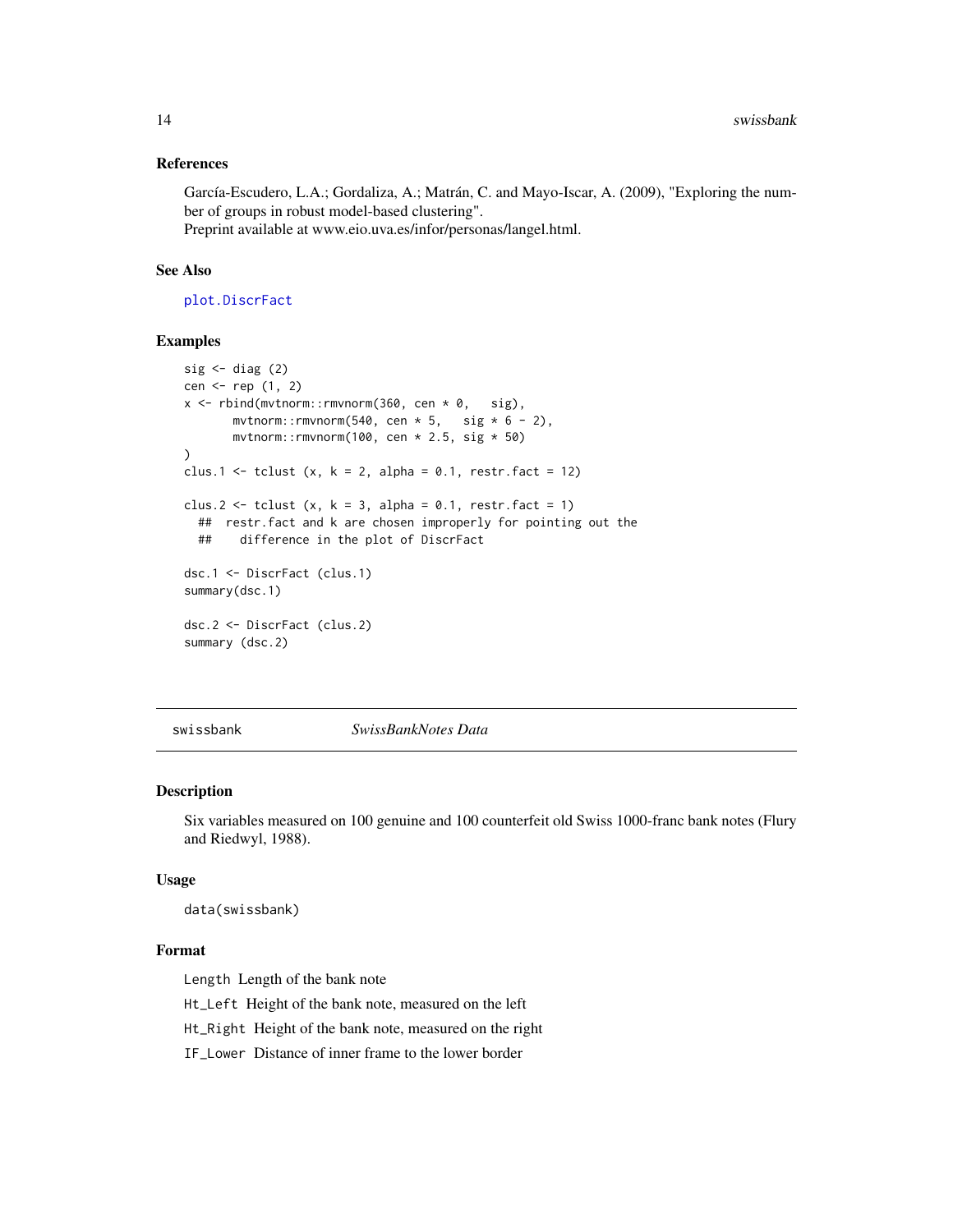### References

García-Escudero, L.A.; Gordaliza, A.; Matrán, C. and Mayo-Iscar, A. (2009), "Exploring the number of groups in robust model-based clustering".
Preprint available at www.eio.uva.es/infor/personas/langel.html.

### See Also

plot.DiscrFact

### Examples

```
sig <- diag (2)
cen <- rep (1, 2)
x <- rbind(mvtnorm::rmvnorm(360, cen * 0,   sig),
       mvtnorm::rmvnorm(540, cen * 5,   sig * 6 - 2),
       mvtnorm::rmvnorm(100, cen * 2.5, sig * 50)
)
clus.1 <- tclust (x, k = 2, alpha = 0.1, restr.fact = 12)

clus.2 <- tclust (x, k = 3, alpha = 0.1, restr.fact = 1)
  ##  restr.fact and k are chosen improperly for pointing out the
  ##    difference in the plot of DiscrFact

dsc.1 <- DiscrFact (clus.1)
summary(dsc.1)

dsc.2 <- DiscrFact (clus.2)
summary (dsc.2)
```

---

## swissbank — *SwissBankNotes Data*

### Description

Six variables measured on 100 genuine and 100 counterfeit old Swiss 1000-franc bank notes (Flury and Riedwyl, 1988).

### Usage

```
data(swissbank)
```

### Format

`Length` Length of the bank note

`Ht_Left` Height of the bank note, measured on the left

`Ht_Right` Height of the bank note, measured on the right

`IF_Lower` Distance of inner frame to the lower border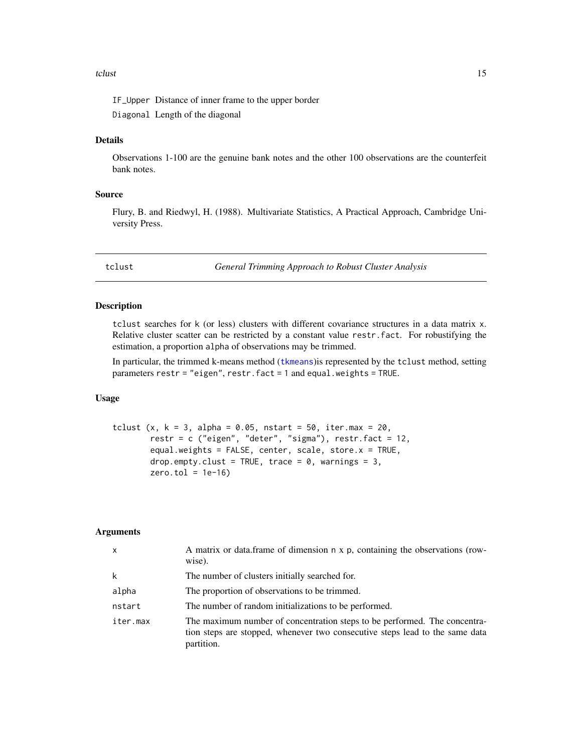IF_Upper Distance of inner frame to the upper border

Diagonal Length of the diagonal

### Details

Observations 1-100 are the genuine bank notes and the other 100 observations are the counterfeit bank notes.

### Source

Flury, B. and Riedwyl, H. (1988). Multivariate Statistics, A Practical Approach, Cambridge University Press.

---

## tclust — *General Trimming Approach to Robust Cluster Analysis*

### Description

tclust searches for k (or less) clusters with different covariance structures in a data matrix x. Relative cluster scatter can be restricted by a constant value restr.fact. For robustifying the estimation, a proportion alpha of observations may be trimmed.

In particular, the trimmed k-means method (tkmeans)is represented by the tclust method, setting parameters restr = "eigen", restr.fact = 1 and equal.weights = TRUE.

### Usage

```
tclust (x, k = 3, alpha = 0.05, nstart = 50, iter.max = 20,
        restr = c ("eigen", "deter", "sigma"), restr.fact = 12,
        equal.weights = FALSE, center, scale, store.x = TRUE,
        drop.empty.clust = TRUE, trace = 0, warnings = 3,
        zero.tol = 1e-16)
```

### Arguments

| | |
|---|---|
| x | A matrix or data.frame of dimension n x p, containing the observations (row-wise). |
| k | The number of clusters initially searched for. |
| alpha | The proportion of observations to be trimmed. |
| nstart | The number of random initializations to be performed. |
| iter.max | The maximum number of concentration steps to be performed. The concentration steps are stopped, whenever two consecutive steps lead to the same data partition. |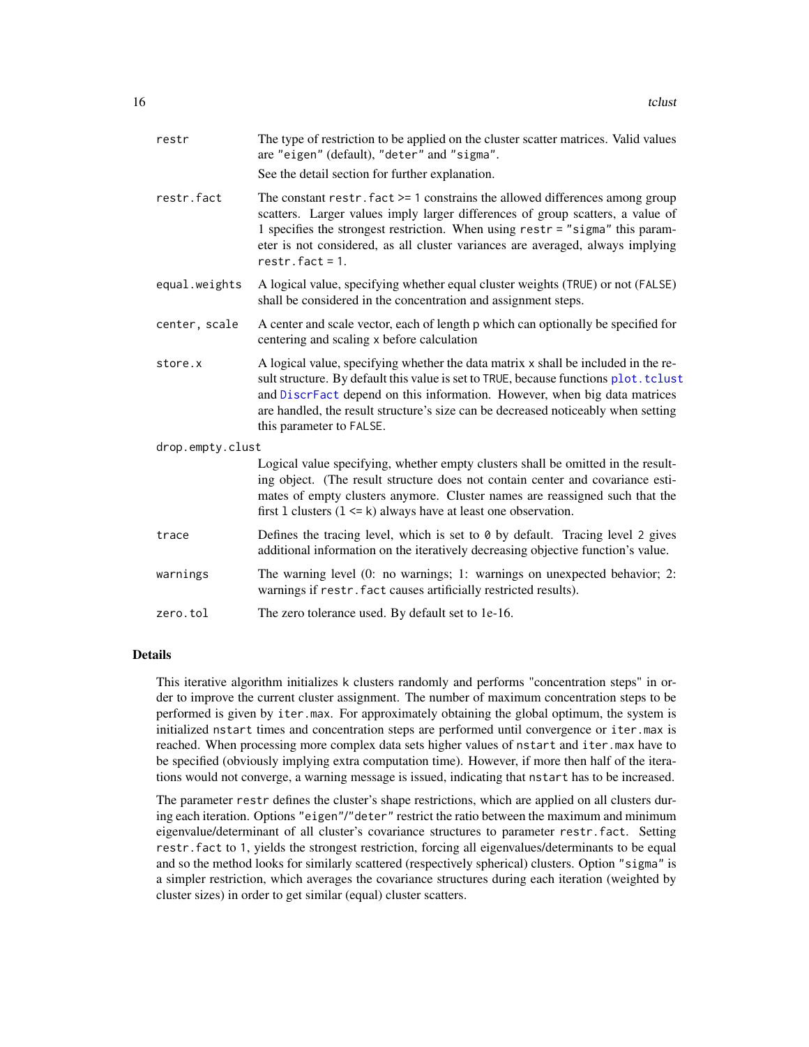| | |
|---|---|
| `restr` | The type of restriction to be applied on the cluster scatter matrices. Valid values are `"eigen"` (default), `"deter"` and `"sigma"`. See the detail section for further explanation. |
| `restr.fact` | The constant `restr.fact >= 1` constrains the allowed differences among group scatters. Larger values imply larger differences of group scatters, a value of 1 specifies the strongest restriction. When using `restr = "sigma"` this parameter is not considered, as all cluster variances are averaged, always implying `restr.fact = 1`. |
| `equal.weights` | A logical value, specifying whether equal cluster weights (`TRUE`) or not (`FALSE`) shall be considered in the concentration and assignment steps. |
| `center, scale` | A center and scale vector, each of length `p` which can optionally be specified for centering and scaling `x` before calculation |
| `store.x` | A logical value, specifying whether the data matrix `x` shall be included in the result structure. By default this value is set to `TRUE`, because functions `plot.tclust` and `DiscrFact` depend on this information. However, when big data matrices are handled, the result structure's size can be decreased noticeably when setting this parameter to `FALSE`. |
| `drop.empty.clust` | Logical value specifying, whether empty clusters shall be omitted in the resulting object. (The result structure does not contain center and covariance estimates of empty clusters anymore. Cluster names are reassigned such that the first `l` clusters (`l <= k`) always have at least one observation. |
| `trace` | Defines the tracing level, which is set to `0` by default. Tracing level `2` gives additional information on the iteratively decreasing objective function's value. |
| `warnings` | The warning level (0: no warnings; 1: warnings on unexpected behavior; 2: warnings if `restr.fact` causes artificially restricted results). |
| `zero.tol` | The zero tolerance used. By default set to 1e-16. |

## Details

This iterative algorithm initializes `k` clusters randomly and performs "concentration steps" in order to improve the current cluster assignment. The number of maximum concentration steps to be performed is given by `iter.max`. For approximately obtaining the global optimum, the system is initialized `nstart` times and concentration steps are performed until convergence or `iter.max` is reached. When processing more complex data sets higher values of `nstart` and `iter.max` have to be specified (obviously implying extra computation time). However, if more then half of the iterations would not converge, a warning message is issued, indicating that `nstart` has to be increased.

The parameter `restr` defines the cluster's shape restrictions, which are applied on all clusters during each iteration. Options `"eigen"`/`"deter"` restrict the ratio between the maximum and minimum eigenvalue/determinant of all cluster's covariance structures to parameter `restr.fact`. Setting `restr.fact` to `1`, yields the strongest restriction, forcing all eigenvalues/determinants to be equal and so the method looks for similarly scattered (respectively spherical) clusters. Option `"sigma"` is a simpler restriction, which averages the covariance structures during each iteration (weighted by cluster sizes) in order to get similar (equal) cluster scatters.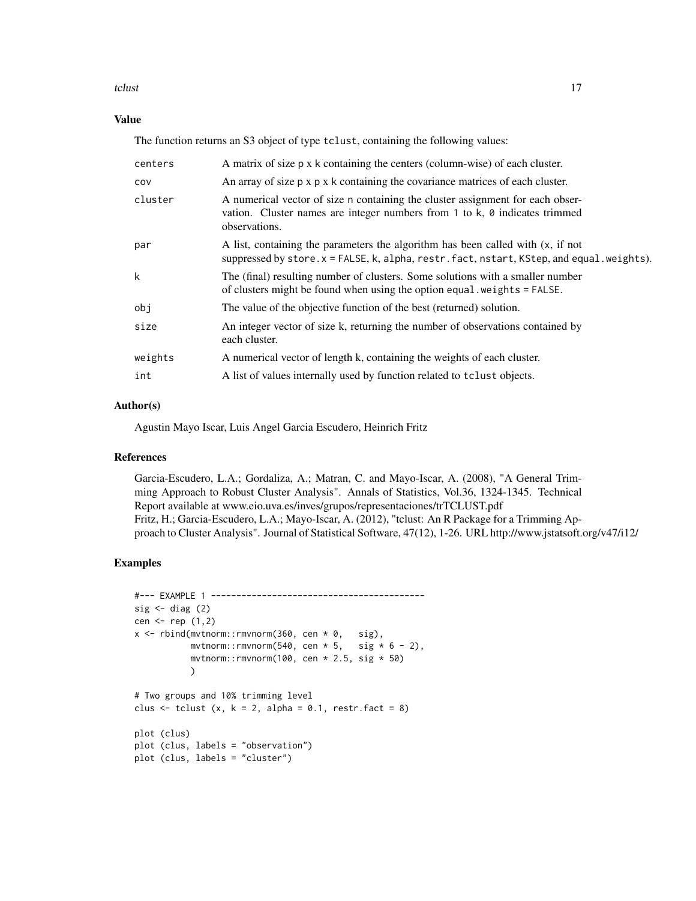## Value

The function returns an S3 object of type `tclust`, containing the following values:

| | |
|---|---|
| `centers` | A matrix of size p x k containing the centers (column-wise) of each cluster. |
| `cov` | An array of size p x p x k containing the covariance matrices of each cluster. |
| `cluster` | A numerical vector of size n containing the cluster assignment for each observation. Cluster names are integer numbers from 1 to k, 0 indicates trimmed observations. |
| `par` | A list, containing the parameters the algorithm has been called with (x, if not suppressed by `store.x = FALSE`, k, alpha, restr.fact, nstart, KStep, and equal.weights). |
| `k` | The (final) resulting number of clusters. Some solutions with a smaller number of clusters might be found when using the option `equal.weights = FALSE`. |
| `obj` | The value of the objective function of the best (returned) solution. |
| `size` | An integer vector of size k, returning the number of observations contained by each cluster. |
| `weights` | A numerical vector of length k, containing the weights of each cluster. |
| `int` | A list of values internally used by function related to `tclust` objects. |

## Author(s)

Agustin Mayo Iscar, Luis Angel Garcia Escudero, Heinrich Fritz

## References

Garcia-Escudero, L.A.; Gordaliza, A.; Matran, C. and Mayo-Iscar, A. (2008), "A General Trimming Approach to Robust Cluster Analysis". Annals of Statistics, Vol.36, 1324-1345. Technical Report available at www.eio.uva.es/inves/grupos/representaciones/trTCLUST.pdf

Fritz, H.; Garcia-Escudero, L.A.; Mayo-Iscar, A. (2012), "tclust: An R Package for a Trimming Approach to Cluster Analysis". Journal of Statistical Software, 47(12), 1-26. URL http://www.jstatsoft.org/v47/i12/

## Examples

```
#--- EXAMPLE 1 ------------------------------------------
sig <- diag (2)
cen <- rep (1,2)
x <- rbind(mvtnorm::rmvnorm(360, cen * 0,   sig),
           mvtnorm::rmvnorm(540, cen * 5,   sig * 6 - 2),
           mvtnorm::rmvnorm(100, cen * 2.5, sig * 50)
           )

# Two groups and 10% trimming level
clus <- tclust (x, k = 2, alpha = 0.1, restr.fact = 8)

plot (clus)
plot (clus, labels = "observation")
plot (clus, labels = "cluster")
```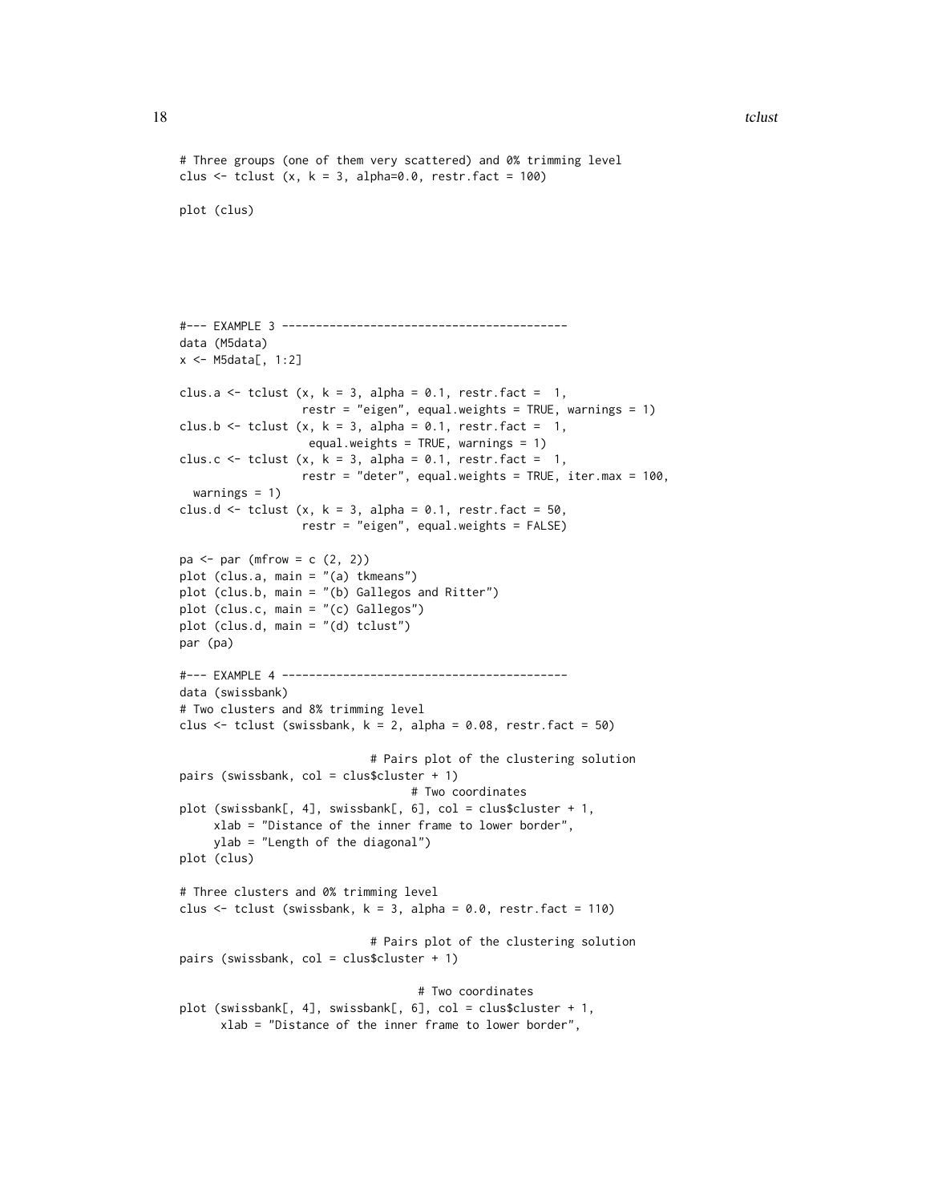```
# Three groups (one of them very scattered) and 0% trimming level
clus <- tclust (x, k = 3, alpha=0.0, restr.fact = 100)

plot (clus)





#--- EXAMPLE 3 ------------------------------------------
data (M5data)
x <- M5data[, 1:2]

clus.a <- tclust (x, k = 3, alpha = 0.1, restr.fact =  1,
                  restr = "eigen", equal.weights = TRUE, warnings = 1)
clus.b <- tclust (x, k = 3, alpha = 0.1, restr.fact =  1,
                   equal.weights = TRUE, warnings = 1)
clus.c <- tclust (x, k = 3, alpha = 0.1, restr.fact =  1,
                  restr = "deter", equal.weights = TRUE, iter.max = 100,
  warnings = 1)
clus.d <- tclust (x, k = 3, alpha = 0.1, restr.fact = 50,
                  restr = "eigen", equal.weights = FALSE)

pa <- par (mfrow = c (2, 2))
plot (clus.a, main = "(a) tkmeans")
plot (clus.b, main = "(b) Gallegos and Ritter")
plot (clus.c, main = "(c) Gallegos")
plot (clus.d, main = "(d) tclust")
par (pa)

#--- EXAMPLE 4 ------------------------------------------
data (swissbank)
# Two clusters and 8% trimming level
clus <- tclust (swissbank, k = 2, alpha = 0.08, restr.fact = 50)

                            # Pairs plot of the clustering solution
pairs (swissbank, col = clus$cluster + 1)
                                  # Two coordinates
plot (swissbank[, 4], swissbank[, 6], col = clus$cluster + 1,
     xlab = "Distance of the inner frame to lower border",
     ylab = "Length of the diagonal")
plot (clus)

# Three clusters and 0% trimming level
clus <- tclust (swissbank, k = 3, alpha = 0.0, restr.fact = 110)

                            # Pairs plot of the clustering solution
pairs (swissbank, col = clus$cluster + 1)

                                   # Two coordinates
plot (swissbank[, 4], swissbank[, 6], col = clus$cluster + 1,
      xlab = "Distance of the inner frame to lower border",
```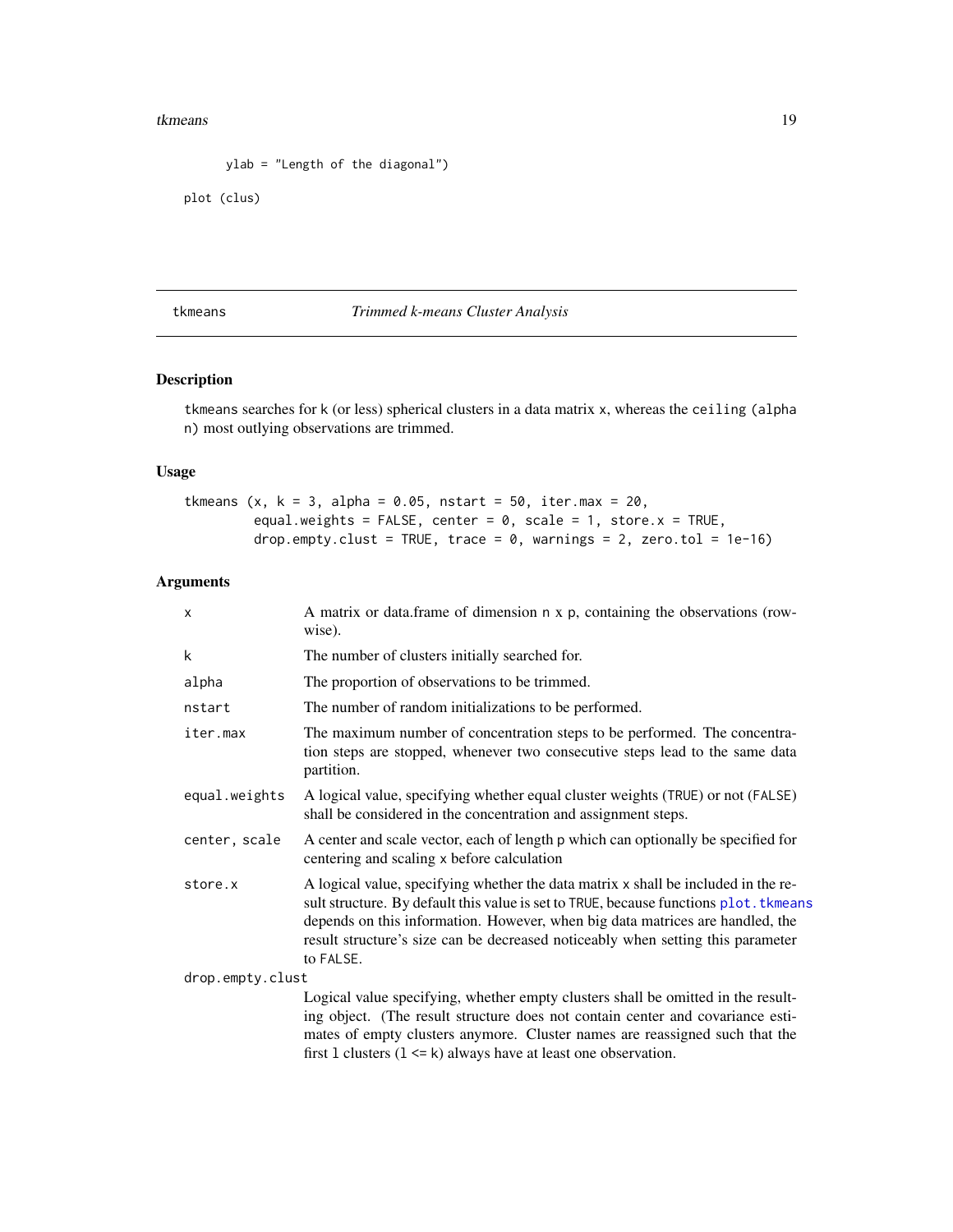```
      ylab = "Length of the diagonal")

plot (clus)
```

## tkmeans    *Trimmed k-means Cluster Analysis*

### Description

tkmeans searches for k (or less) spherical clusters in a data matrix x, whereas the ceiling (alpha n) most outlying observations are trimmed.

### Usage

```
tkmeans (x, k = 3, alpha = 0.05, nstart = 50, iter.max = 20,
        equal.weights = FALSE, center = 0, scale = 1, store.x = TRUE,
        drop.empty.clust = TRUE, trace = 0, warnings = 2, zero.tol = 1e-16)
```

### Arguments

| | |
|---|---|
| x | A matrix or data.frame of dimension n x p, containing the observations (row-wise). |
| k | The number of clusters initially searched for. |
| alpha | The proportion of observations to be trimmed. |
| nstart | The number of random initializations to be performed. |
| iter.max | The maximum number of concentration steps to be performed. The concentration steps are stopped, whenever two consecutive steps lead to the same data partition. |
| equal.weights | A logical value, specifying whether equal cluster weights (TRUE) or not (FALSE) shall be considered in the concentration and assignment steps. |
| center, scale | A center and scale vector, each of length p which can optionally be specified for centering and scaling x before calculation |
| store.x | A logical value, specifying whether the data matrix x shall be included in the result structure. By default this value is set to TRUE, because functions plot.tkmeans depends on this information. However, when big data matrices are handled, the result structure's size can be decreased noticeably when setting this parameter to FALSE. |
| drop.empty.clust | Logical value specifying, whether empty clusters shall be omitted in the resulting object. (The result structure does not contain center and covariance estimates of empty clusters anymore. Cluster names are reassigned such that the first l clusters (l <= k) always have at least one observation. |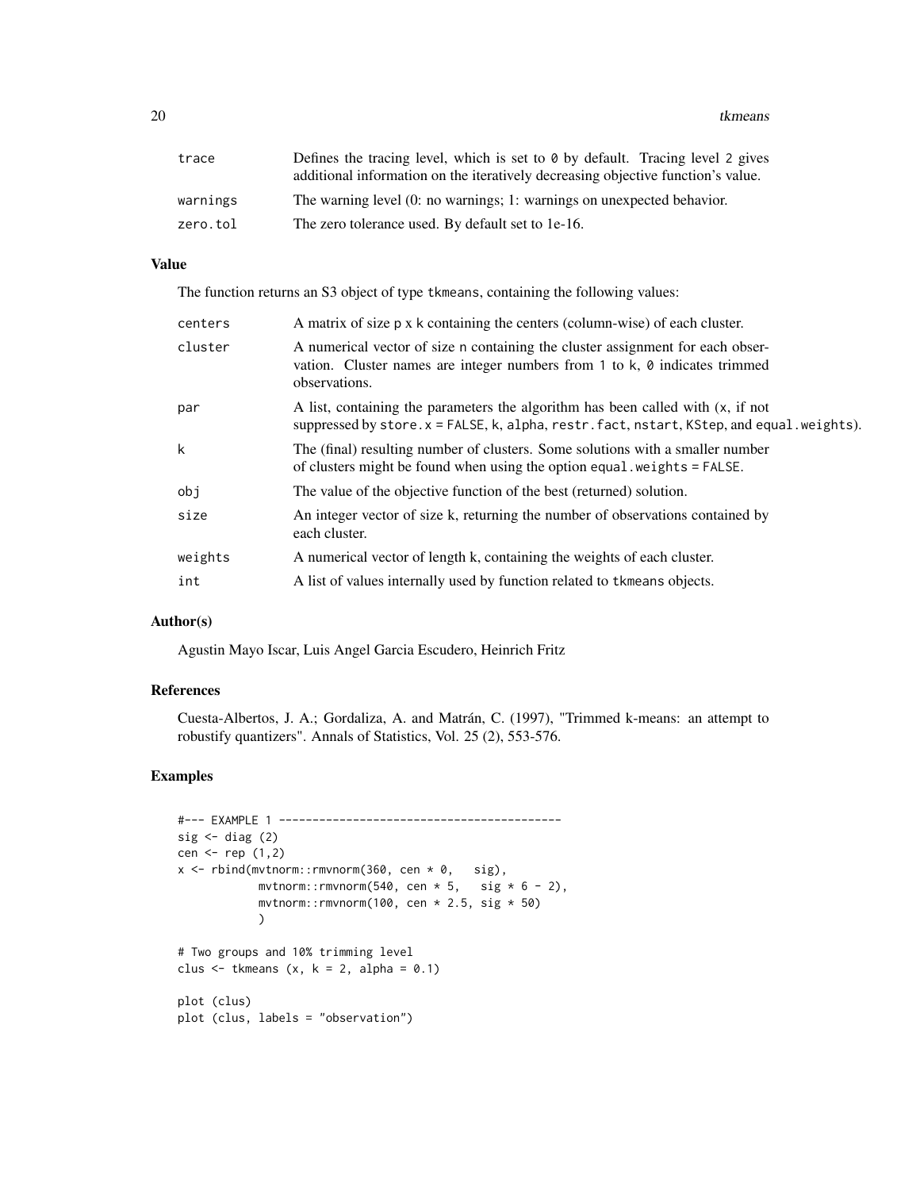| | |
|---|---|
| trace | Defines the tracing level, which is set to 0 by default. Tracing level 2 gives additional information on the iteratively decreasing objective function's value. |
| warnings | The warning level (0: no warnings; 1: warnings on unexpected behavior. |
| zero.tol | The zero tolerance used. By default set to 1e-16. |

## Value

The function returns an S3 object of type tkmeans, containing the following values:

| | |
|---|---|
| centers | A matrix of size p x k containing the centers (column-wise) of each cluster. |
| cluster | A numerical vector of size n containing the cluster assignment for each observation. Cluster names are integer numbers from 1 to k, 0 indicates trimmed observations. |
| par | A list, containing the parameters the algorithm has been called with (x, if not suppressed by store.x = FALSE, k, alpha, restr.fact, nstart, KStep, and equal.weights). |
| k | The (final) resulting number of clusters. Some solutions with a smaller number of clusters might be found when using the option equal.weights = FALSE. |
| obj | The value of the objective function of the best (returned) solution. |
| size | An integer vector of size k, returning the number of observations contained by each cluster. |
| weights | A numerical vector of length k, containing the weights of each cluster. |
| int | A list of values internally used by function related to tkmeans objects. |

## Author(s)

Agustin Mayo Iscar, Luis Angel Garcia Escudero, Heinrich Fritz

## References

Cuesta-Albertos, J. A.; Gordaliza, A. and Matrán, C. (1997), "Trimmed k-means: an attempt to robustify quantizers". Annals of Statistics, Vol. 25 (2), 553-576.

## Examples

```
#--- EXAMPLE 1 ------------------------------------------
sig <- diag (2)
cen <- rep (1,2)
x <- rbind(mvtnorm::rmvnorm(360, cen * 0,   sig),
           mvtnorm::rmvnorm(540, cen * 5,   sig * 6 - 2),
           mvtnorm::rmvnorm(100, cen * 2.5, sig * 50)
           )

# Two groups and 10% trimming level
clus <- tkmeans (x, k = 2, alpha = 0.1)

plot (clus)
plot (clus, labels = "observation")
```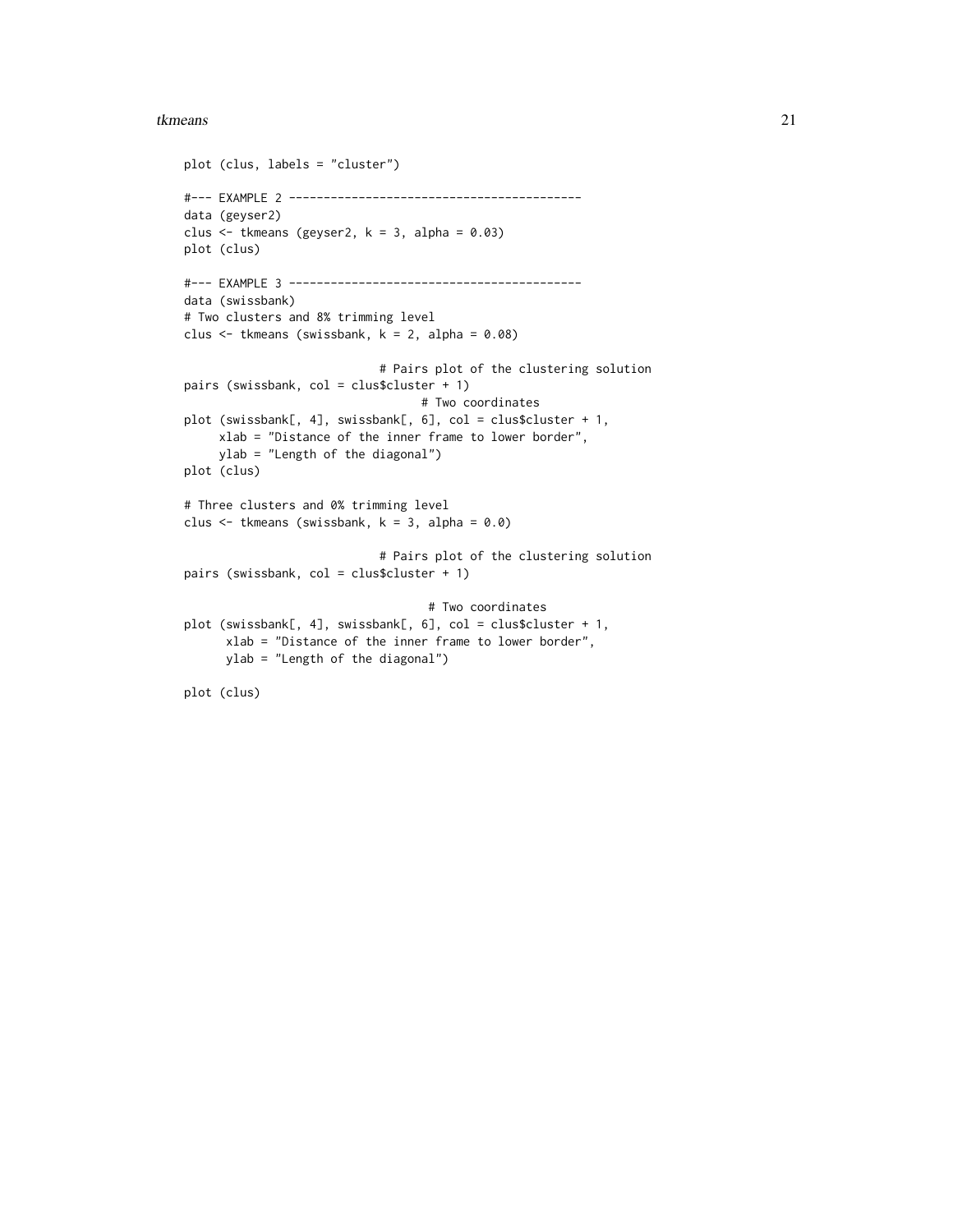```
plot (clus, labels = "cluster")

#--- EXAMPLE 2 ------------------------------------------
data (geyser2)
clus <- tkmeans (geyser2, k = 3, alpha = 0.03)
plot (clus)

#--- EXAMPLE 3 ------------------------------------------
data (swissbank)
# Two clusters and 8% trimming level
clus <- tkmeans (swissbank, k = 2, alpha = 0.08)

                            # Pairs plot of the clustering solution
pairs (swissbank, col = clus$cluster + 1)
                                  # Two coordinates
plot (swissbank[, 4], swissbank[, 6], col = clus$cluster + 1,
     xlab = "Distance of the inner frame to lower border",
     ylab = "Length of the diagonal")
plot (clus)

# Three clusters and 0% trimming level
clus <- tkmeans (swissbank, k = 3, alpha = 0.0)

                            # Pairs plot of the clustering solution
pairs (swissbank, col = clus$cluster + 1)

                                   # Two coordinates
plot (swissbank[, 4], swissbank[, 6], col = clus$cluster + 1,
      xlab = "Distance of the inner frame to lower border",
      ylab = "Length of the diagonal")

plot (clus)
```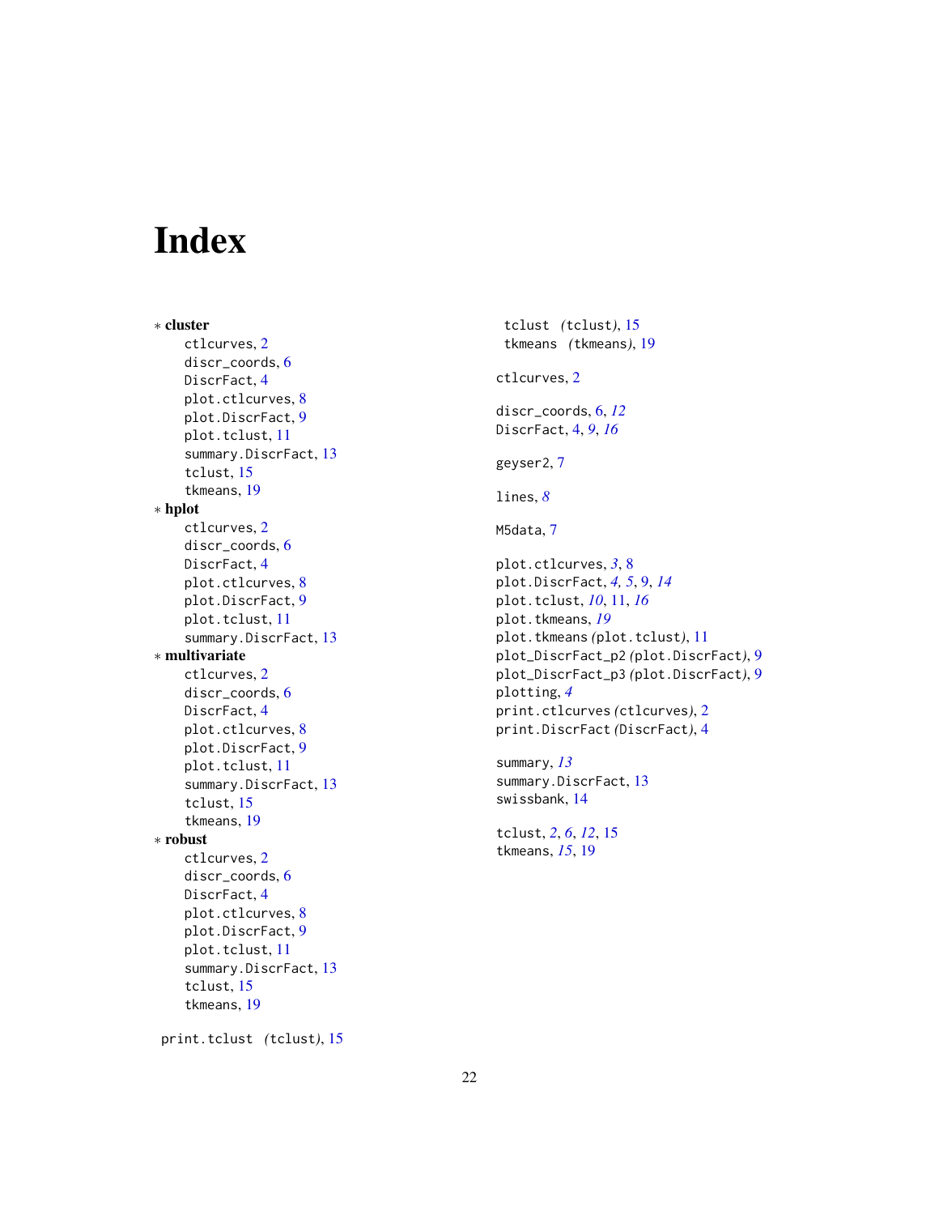# Index

* **cluster**
    - ctlcurves, 2
    - discr_coords, 6
    - DiscrFact, 4
    - plot.ctlcurves, 8
    - plot.DiscrFact, 9
    - plot.tclust, 11
    - summary.DiscrFact, 13
    - tclust, 15
    - tkmeans, 19
* **hplot**
    - ctlcurves, 2
    - discr_coords, 6
    - DiscrFact, 4
    - plot.ctlcurves, 8
    - plot.DiscrFact, 9
    - plot.tclust, 11
    - summary.DiscrFact, 13
* **multivariate**
    - ctlcurves, 2
    - discr_coords, 6
    - DiscrFact, 4
    - plot.ctlcurves, 8
    - plot.DiscrFact, 9
    - plot.tclust, 11
    - summary.DiscrFact, 13
    - tclust, 15
    - tkmeans, 19
* **robust**
    - ctlcurves, 2
    - discr_coords, 6
    - DiscrFact, 4
    - plot.ctlcurves, 8
    - plot.DiscrFact, 9
    - plot.tclust, 11
    - summary.DiscrFact, 13
    - tclust, 15
    - tkmeans, 19

print.tclust (tclust), 15
tclust (tclust), 15
tkmeans (tkmeans), 19

ctlcurves, 2

discr_coords, 6, *12*
DiscrFact, 4, *9*, *16*

geyser2, 7

lines, *8*

M5data, 7

plot.ctlcurves, *3*, 8
plot.DiscrFact, *4*, *5*, 9, *14*
plot.tclust, *10*, 11, *16*
plot.tkmeans, *19*
plot.tkmeans (plot.tclust), 11
plot_DiscrFact_p2 (plot.DiscrFact), 9
plot_DiscrFact_p3 (plot.DiscrFact), 9
plotting, *4*
print.ctlcurves (ctlcurves), 2
print.DiscrFact (DiscrFact), 4

summary, *13*
summary.DiscrFact, 13
swissbank, 14

tclust, *2*, *6*, *12*, 15
tkmeans, *15*, 19